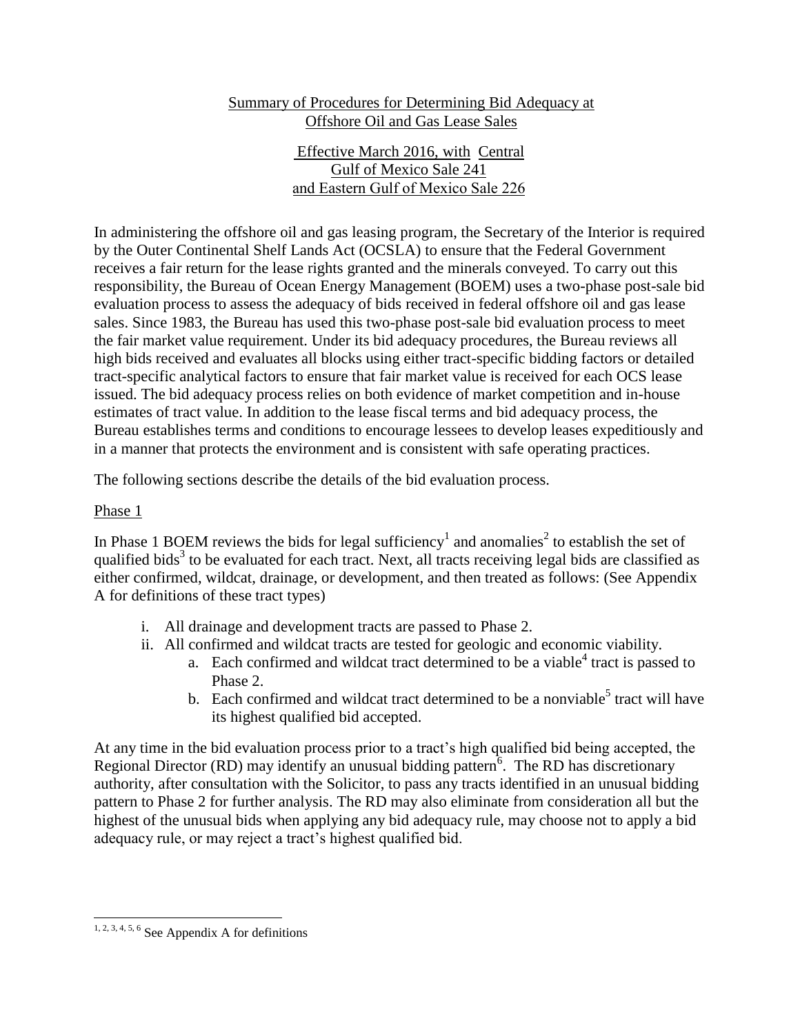# Summary of Procedures for Determining Bid Adequacy at Offshore Oil and Gas Lease Sales

## Effective March 2016, with Central Gulf of Mexico Sale 241 and Eastern Gulf of Mexico Sale 226

In administering the offshore oil and gas leasing program, the Secretary of the Interior is required by the Outer Continental Shelf Lands Act (OCSLA) to ensure that the Federal Government receives a fair return for the lease rights granted and the minerals conveyed. To carry out this responsibility, the Bureau of Ocean Energy Management (BOEM) uses a two-phase post-sale bid evaluation process to assess the adequacy of bids received in federal offshore oil and gas lease sales. Since 1983, the Bureau has used this two-phase post-sale bid evaluation process to meet the fair market value requirement. Under its bid adequacy procedures, the Bureau reviews all high bids received and evaluates all blocks using either tract-specific bidding factors or detailed tract-specific analytical factors to ensure that fair market value is received for each OCS lease issued. The bid adequacy process relies on both evidence of market competition and in-house estimates of tract value. In addition to the lease fiscal terms and bid adequacy process, the Bureau establishes terms and conditions to encourage lessees to develop leases expeditiously and in a manner that protects the environment and is consistent with safe operating practices.

The following sections describe the details of the bid evaluation process.

## Phase 1

In Phase 1 BOEM reviews the bids for legal sufficiency[1] and anomalies[2] to establish the set of qualified bids[3] to be evaluated for each tract. Next, all tracts receiving legal bids are classified as either confirmed, wildcat, drainage, or development, and then treated as follows: (See Appendix A for definitions of these tract types)

i. All drainage and development tracts are passed to Phase 2.
ii. All confirmed and wildcat tracts are tested for geologic and economic viability.
   a. Each confirmed and wildcat tract determined to be a viable[4] tract is passed to Phase 2.
   b. Each confirmed and wildcat tract determined to be a nonviable[5] tract will have its highest qualified bid accepted.

At any time in the bid evaluation process prior to a tract's high qualified bid being accepted, the Regional Director (RD) may identify an unusual bidding pattern[6]. The RD has discretionary authority, after consultation with the Solicitor, to pass any tracts identified in an unusual bidding pattern to Phase 2 for further analysis. The RD may also eliminate from consideration all but the highest of the unusual bids when applying any bid adequacy rule, may choose not to apply a bid adequacy rule, or may reject a tract's highest qualified bid.

---

[1, 2, 3, 4, 5, 6] See Appendix A for definitions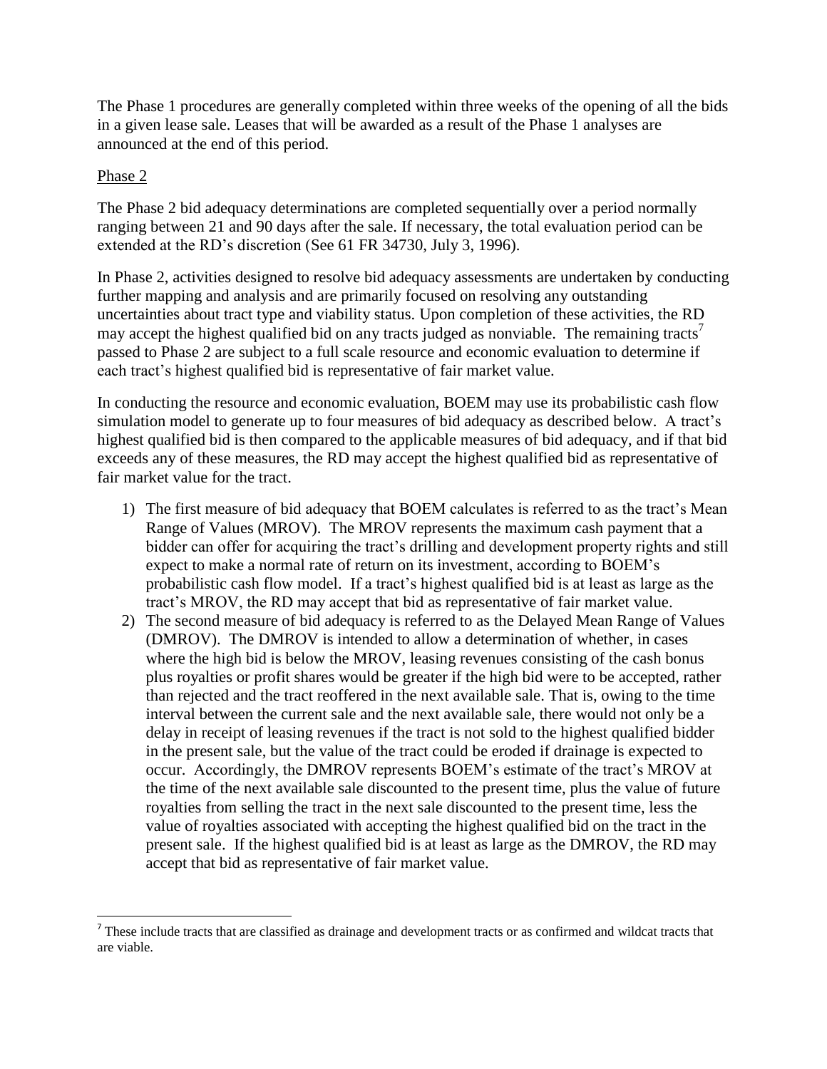The Phase 1 procedures are generally completed within three weeks of the opening of all the bids in a given lease sale. Leases that will be awarded as a result of the Phase 1 analyses are announced at the end of this period.

Phase 2

The Phase 2 bid adequacy determinations are completed sequentially over a period normally ranging between 21 and 90 days after the sale. If necessary, the total evaluation period can be extended at the RD's discretion (See 61 FR 34730, July 3, 1996).

In Phase 2, activities designed to resolve bid adequacy assessments are undertaken by conducting further mapping and analysis and are primarily focused on resolving any outstanding uncertainties about tract type and viability status. Upon completion of these activities, the RD may accept the highest qualified bid on any tracts judged as nonviable. The remaining tracts[7] passed to Phase 2 are subject to a full scale resource and economic evaluation to determine if each tract's highest qualified bid is representative of fair market value.

In conducting the resource and economic evaluation, BOEM may use its probabilistic cash flow simulation model to generate up to four measures of bid adequacy as described below. A tract's highest qualified bid is then compared to the applicable measures of bid adequacy, and if that bid exceeds any of these measures, the RD may accept the highest qualified bid as representative of fair market value for the tract.

1) The first measure of bid adequacy that BOEM calculates is referred to as the tract's Mean Range of Values (MROV). The MROV represents the maximum cash payment that a bidder can offer for acquiring the tract's drilling and development property rights and still expect to make a normal rate of return on its investment, according to BOEM's probabilistic cash flow model. If a tract's highest qualified bid is at least as large as the tract's MROV, the RD may accept that bid as representative of fair market value.
2) The second measure of bid adequacy is referred to as the Delayed Mean Range of Values (DMROV). The DMROV is intended to allow a determination of whether, in cases where the high bid is below the MROV, leasing revenues consisting of the cash bonus plus royalties or profit shares would be greater if the high bid were to be accepted, rather than rejected and the tract reoffered in the next available sale. That is, owing to the time interval between the current sale and the next available sale, there would not only be a delay in receipt of leasing revenues if the tract is not sold to the highest qualified bidder in the present sale, but the value of the tract could be eroded if drainage is expected to occur. Accordingly, the DMROV represents BOEM's estimate of the tract's MROV at the time of the next available sale discounted to the present time, plus the value of future royalties from selling the tract in the next sale discounted to the present time, less the value of royalties associated with accepting the highest qualified bid on the tract in the present sale. If the highest qualified bid is at least as large as the DMROV, the RD may accept that bid as representative of fair market value.

[7] These include tracts that are classified as drainage and development tracts or as confirmed and wildcat tracts that are viable.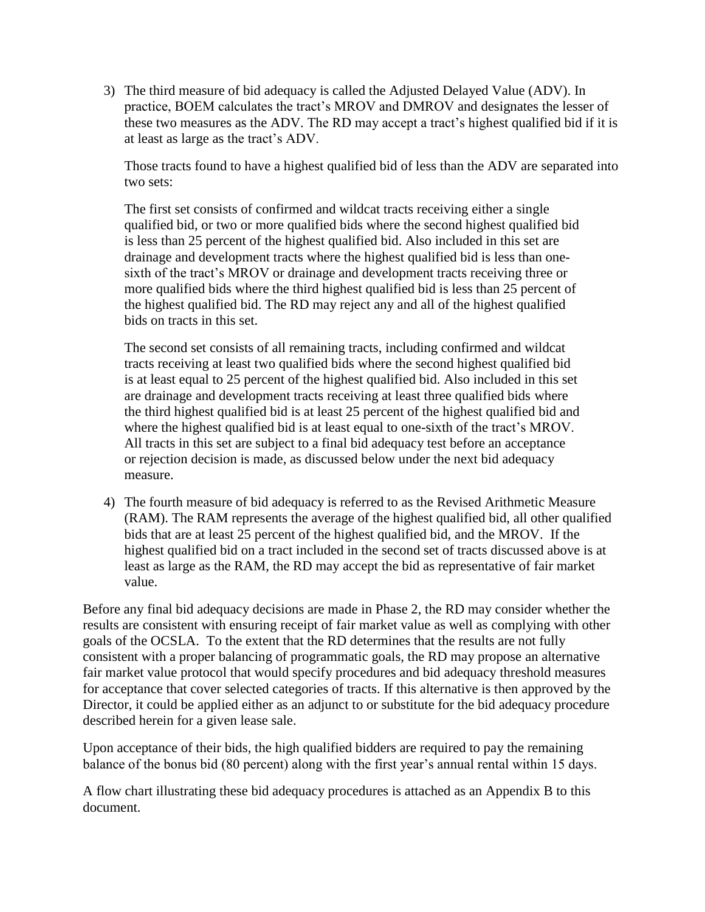3) The third measure of bid adequacy is called the Adjusted Delayed Value (ADV). In practice, BOEM calculates the tract's MROV and DMROV and designates the lesser of these two measures as the ADV. The RD may accept a tract's highest qualified bid if it is at least as large as the tract's ADV.

   Those tracts found to have a highest qualified bid of less than the ADV are separated into two sets:

   The first set consists of confirmed and wildcat tracts receiving either a single qualified bid, or two or more qualified bids where the second highest qualified bid is less than 25 percent of the highest qualified bid. Also included in this set are drainage and development tracts where the highest qualified bid is less than one-sixth of the tract's MROV or drainage and development tracts receiving three or more qualified bids where the third highest qualified bid is less than 25 percent of the highest qualified bid. The RD may reject any and all of the highest qualified bids on tracts in this set.

   The second set consists of all remaining tracts, including confirmed and wildcat tracts receiving at least two qualified bids where the second highest qualified bid is at least equal to 25 percent of the highest qualified bid. Also included in this set are drainage and development tracts receiving at least three qualified bids where the third highest qualified bid is at least 25 percent of the highest qualified bid and where the highest qualified bid is at least equal to one-sixth of the tract's MROV. All tracts in this set are subject to a final bid adequacy test before an acceptance or rejection decision is made, as discussed below under the next bid adequacy measure.

4) The fourth measure of bid adequacy is referred to as the Revised Arithmetic Measure (RAM). The RAM represents the average of the highest qualified bid, all other qualified bids that are at least 25 percent of the highest qualified bid, and the MROV. If the highest qualified bid on a tract included in the second set of tracts discussed above is at least as large as the RAM, the RD may accept the bid as representative of fair market value.

Before any final bid adequacy decisions are made in Phase 2, the RD may consider whether the results are consistent with ensuring receipt of fair market value as well as complying with other goals of the OCSLA. To the extent that the RD determines that the results are not fully consistent with a proper balancing of programmatic goals, the RD may propose an alternative fair market value protocol that would specify procedures and bid adequacy threshold measures for acceptance that cover selected categories of tracts. If this alternative is then approved by the Director, it could be applied either as an adjunct to or substitute for the bid adequacy procedure described herein for a given lease sale.

Upon acceptance of their bids, the high qualified bidders are required to pay the remaining balance of the bonus bid (80 percent) along with the first year's annual rental within 15 days.

A flow chart illustrating these bid adequacy procedures is attached as an Appendix B to this document.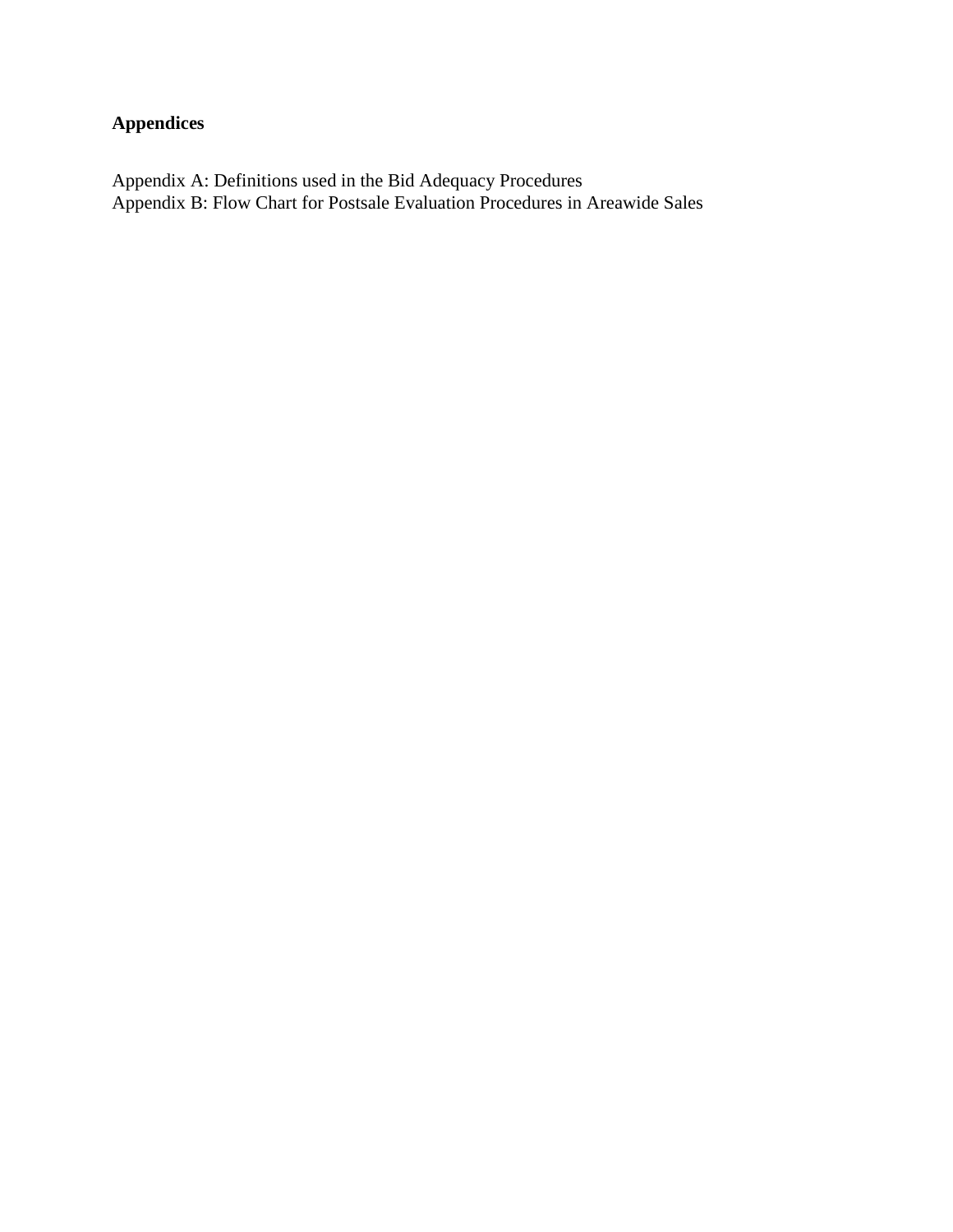**Appendices**

Appendix A: Definitions used in the Bid Adequacy Procedures
Appendix B: Flow Chart for Postsale Evaluation Procedures in Areawide Sales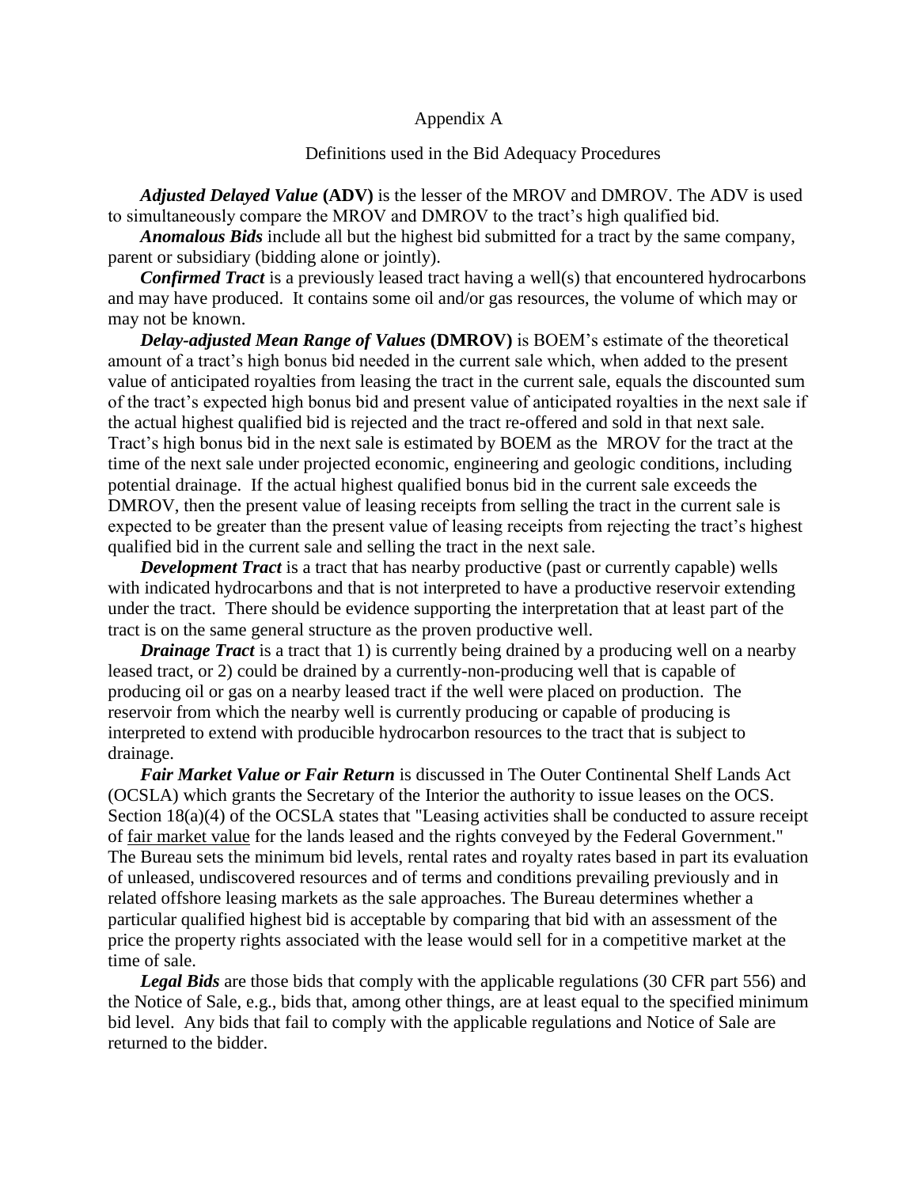Appendix A

Definitions used in the Bid Adequacy Procedures

***Adjusted Delayed Value*** **(ADV)** is the lesser of the MROV and DMROV. The ADV is used to simultaneously compare the MROV and DMROV to the tract's high qualified bid.

***Anomalous Bids*** include all but the highest bid submitted for a tract by the same company, parent or subsidiary (bidding alone or jointly).

***Confirmed Tract*** is a previously leased tract having a well(s) that encountered hydrocarbons and may have produced. It contains some oil and/or gas resources, the volume of which may or may not be known.

***Delay-adjusted Mean Range of Values*** **(DMROV)** is BOEM's estimate of the theoretical amount of a tract's high bonus bid needed in the current sale which, when added to the present value of anticipated royalties from leasing the tract in the current sale, equals the discounted sum of the tract's expected high bonus bid and present value of anticipated royalties in the next sale if the actual highest qualified bid is rejected and the tract re-offered and sold in that next sale. Tract's high bonus bid in the next sale is estimated by BOEM as the MROV for the tract at the time of the next sale under projected economic, engineering and geologic conditions, including potential drainage. If the actual highest qualified bonus bid in the current sale exceeds the DMROV, then the present value of leasing receipts from selling the tract in the current sale is expected to be greater than the present value of leasing receipts from rejecting the tract's highest qualified bid in the current sale and selling the tract in the next sale.

***Development Tract*** is a tract that has nearby productive (past or currently capable) wells with indicated hydrocarbons and that is not interpreted to have a productive reservoir extending under the tract. There should be evidence supporting the interpretation that at least part of the tract is on the same general structure as the proven productive well.

***Drainage Tract*** is a tract that 1) is currently being drained by a producing well on a nearby leased tract, or 2) could be drained by a currently-non-producing well that is capable of producing oil or gas on a nearby leased tract if the well were placed on production. The reservoir from which the nearby well is currently producing or capable of producing is interpreted to extend with producible hydrocarbon resources to the tract that is subject to drainage.

***Fair Market Value or Fair Return*** is discussed in The Outer Continental Shelf Lands Act (OCSLA) which grants the Secretary of the Interior the authority to issue leases on the OCS. Section 18(a)(4) of the OCSLA states that "Leasing activities shall be conducted to assure receipt of fair market value for the lands leased and the rights conveyed by the Federal Government." The Bureau sets the minimum bid levels, rental rates and royalty rates based in part its evaluation of unleased, undiscovered resources and of terms and conditions prevailing previously and in related offshore leasing markets as the sale approaches. The Bureau determines whether a particular qualified highest bid is acceptable by comparing that bid with an assessment of the price the property rights associated with the lease would sell for in a competitive market at the time of sale.

***Legal Bids*** are those bids that comply with the applicable regulations (30 CFR part 556) and the Notice of Sale, e.g., bids that, among other things, are at least equal to the specified minimum bid level. Any bids that fail to comply with the applicable regulations and Notice of Sale are returned to the bidder.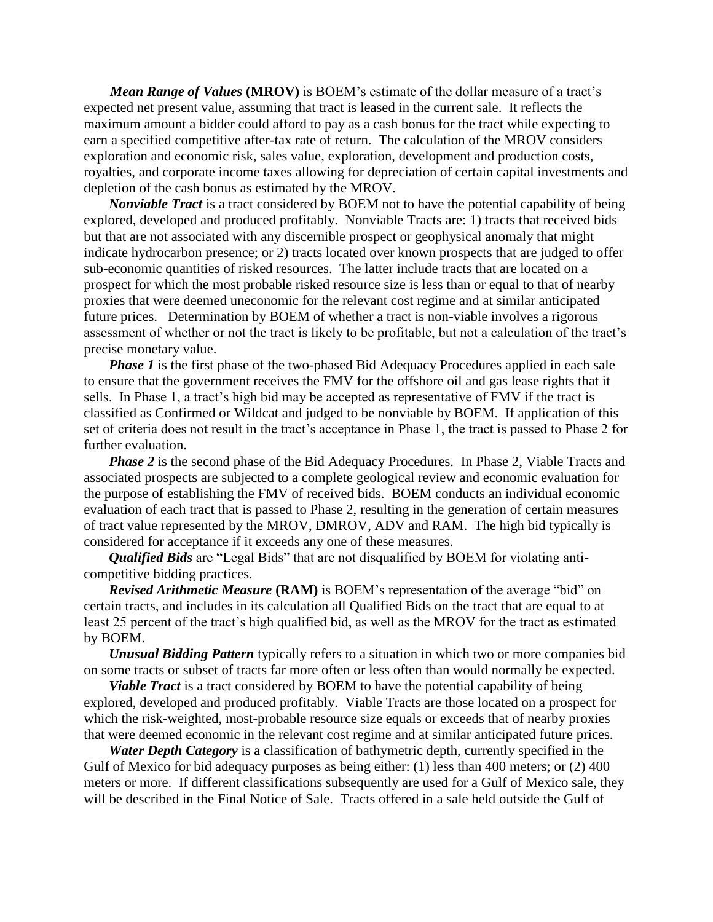***Mean Range of Values*** **(MROV)** is BOEM's estimate of the dollar measure of a tract's expected net present value, assuming that tract is leased in the current sale. It reflects the maximum amount a bidder could afford to pay as a cash bonus for the tract while expecting to earn a specified competitive after-tax rate of return. The calculation of the MROV considers exploration and economic risk, sales value, exploration, development and production costs, royalties, and corporate income taxes allowing for depreciation of certain capital investments and depletion of the cash bonus as estimated by the MROV.

***Nonviable Tract*** is a tract considered by BOEM not to have the potential capability of being explored, developed and produced profitably. Nonviable Tracts are: 1) tracts that received bids but that are not associated with any discernible prospect or geophysical anomaly that might indicate hydrocarbon presence; or 2) tracts located over known prospects that are judged to offer sub-economic quantities of risked resources. The latter include tracts that are located on a prospect for which the most probable risked resource size is less than or equal to that of nearby proxies that were deemed uneconomic for the relevant cost regime and at similar anticipated future prices. Determination by BOEM of whether a tract is non-viable involves a rigorous assessment of whether or not the tract is likely to be profitable, but not a calculation of the tract's precise monetary value.

***Phase 1*** is the first phase of the two-phased Bid Adequacy Procedures applied in each sale to ensure that the government receives the FMV for the offshore oil and gas lease rights that it sells. In Phase 1, a tract's high bid may be accepted as representative of FMV if the tract is classified as Confirmed or Wildcat and judged to be nonviable by BOEM. If application of this set of criteria does not result in the tract's acceptance in Phase 1, the tract is passed to Phase 2 for further evaluation.

***Phase 2*** is the second phase of the Bid Adequacy Procedures. In Phase 2, Viable Tracts and associated prospects are subjected to a complete geological review and economic evaluation for the purpose of establishing the FMV of received bids. BOEM conducts an individual economic evaluation of each tract that is passed to Phase 2, resulting in the generation of certain measures of tract value represented by the MROV, DMROV, ADV and RAM. The high bid typically is considered for acceptance if it exceeds any one of these measures.

***Qualified Bids*** are "Legal Bids" that are not disqualified by BOEM for violating anti-competitive bidding practices.

***Revised Arithmetic Measure*** **(RAM)** is BOEM's representation of the average "bid" on certain tracts, and includes in its calculation all Qualified Bids on the tract that are equal to at least 25 percent of the tract's high qualified bid, as well as the MROV for the tract as estimated by BOEM.

***Unusual Bidding Pattern*** typically refers to a situation in which two or more companies bid on some tracts or subset of tracts far more often or less often than would normally be expected.

***Viable Tract*** is a tract considered by BOEM to have the potential capability of being explored, developed and produced profitably. Viable Tracts are those located on a prospect for which the risk-weighted, most-probable resource size equals or exceeds that of nearby proxies that were deemed economic in the relevant cost regime and at similar anticipated future prices.

***Water Depth Category*** is a classification of bathymetric depth, currently specified in the Gulf of Mexico for bid adequacy purposes as being either: (1) less than 400 meters; or (2) 400 meters or more. If different classifications subsequently are used for a Gulf of Mexico sale, they will be described in the Final Notice of Sale. Tracts offered in a sale held outside the Gulf of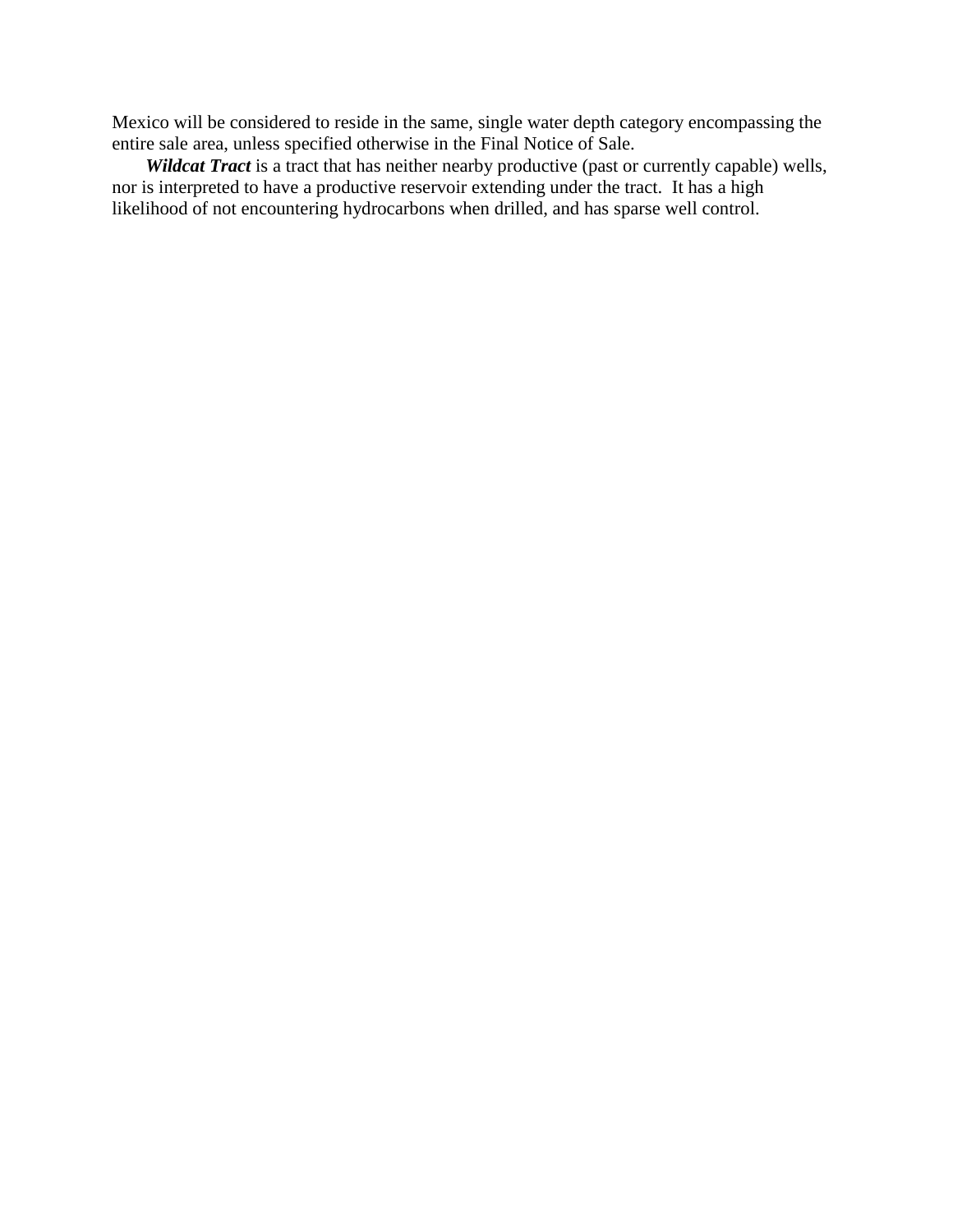Mexico will be considered to reside in the same, single water depth category encompassing the entire sale area, unless specified otherwise in the Final Notice of Sale.

***Wildcat Tract*** is a tract that has neither nearby productive (past or currently capable) wells, nor is interpreted to have a productive reservoir extending under the tract. It has a high likelihood of not encountering hydrocarbons when drilled, and has sparse well control.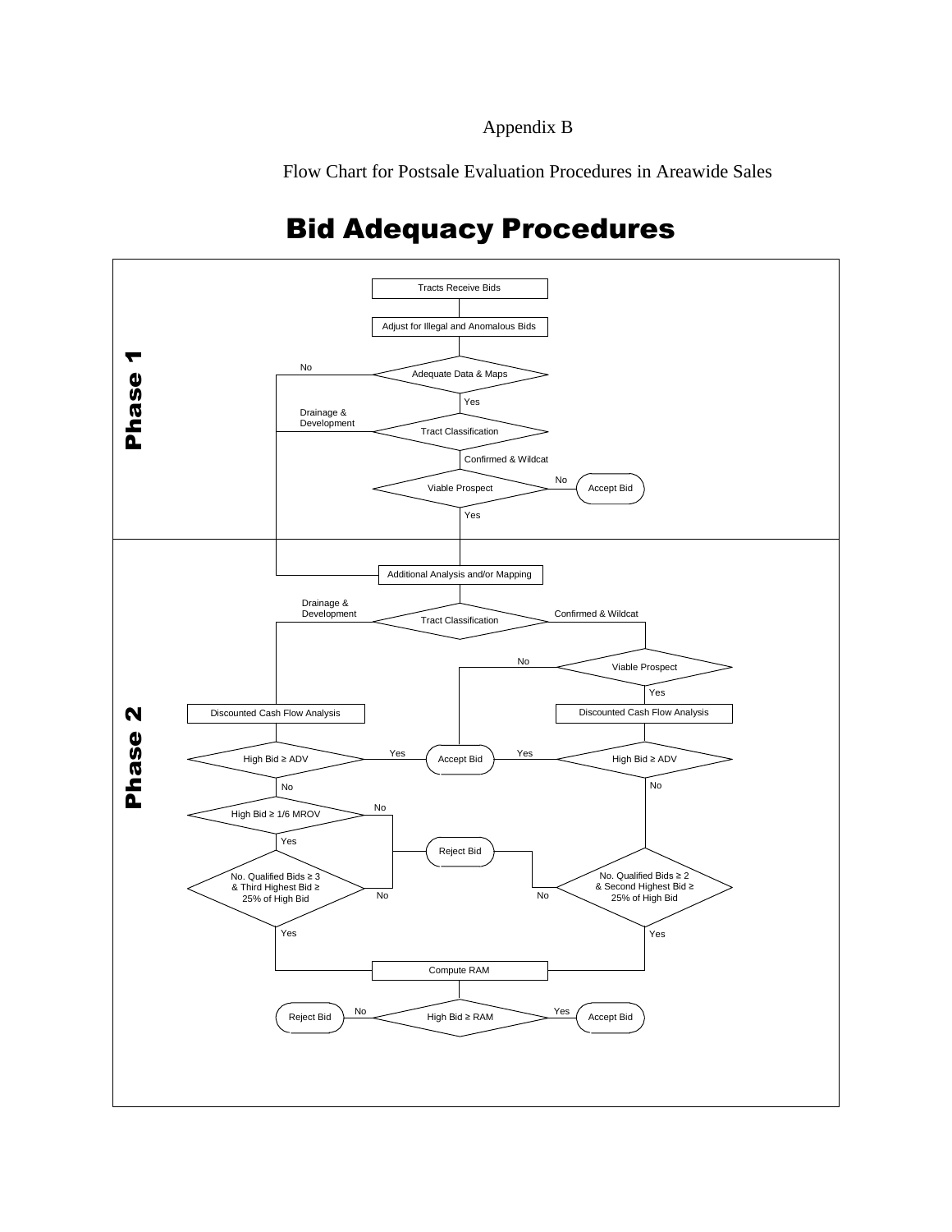Appendix B

Flow Chart for Postsale Evaluation Procedures in Areawide Sales

# Bid Adequacy Procedures

Phase 1

Tracts Receive Bids

Adjust for Illegal and Anomalous Bids

Adequate Data & Maps

No

Yes

Tract Classification

Drainage & Development

Confirmed & Wildcat

Viable Prospect

No

Accept Bid

Yes

Phase 2

Additional Analysis and/or Mapping

Tract Classification

Drainage & Development

Confirmed & Wildcat

Viable Prospect

No

Yes

Discounted Cash Flow Analysis

Discounted Cash Flow Analysis

High Bid ≥ ADV

Yes

Accept Bid

Yes

High Bid ≥ ADV

No

No

High Bid ≥ 1/6 MROV

No

Yes

Reject Bid

No. Qualified Bids ≥ 3 & Third Highest Bid ≥ 25% of High Bid

No

No

No. Qualified Bids ≥ 2 & Second Highest Bid ≥ 25% of High Bid

Yes

Yes

Compute RAM

Reject Bid

No

High Bid ≥ RAM

Yes

Accept Bid